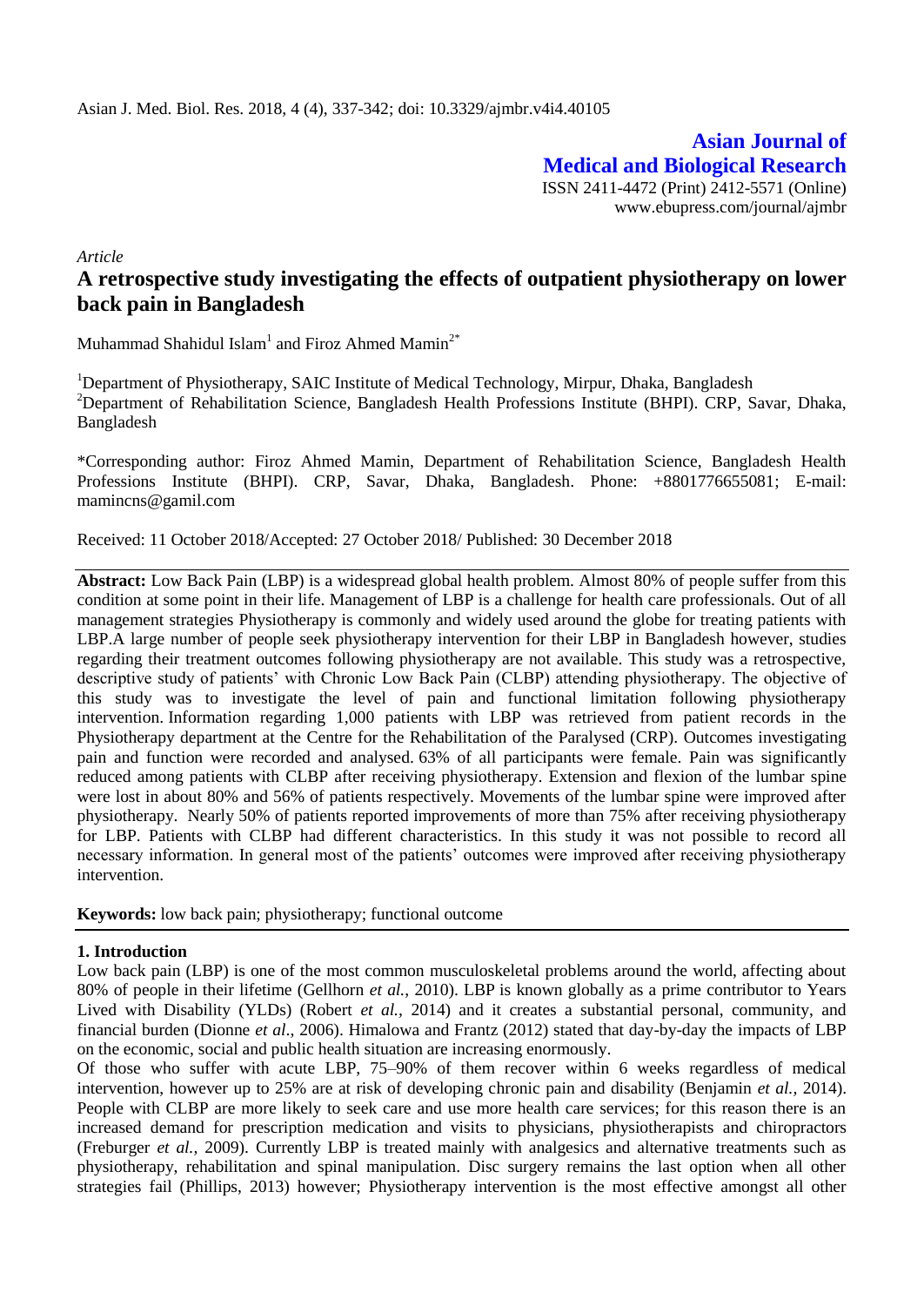Asian J. Med. Biol. Res. 2018, 4 (4), 337-342; doi: 10.3329/ajmbr.v4i4.40105

**Asian Journal of Medical and Biological Research**

ISSN 2411-4472 (Print) 2412-5571 (Online)
www.ebupress.com/journal/ajmbr

*Article*

# A retrospective study investigating the effects of outpatient physiotherapy on lower back pain in Bangladesh

Muhammad Shahidul Islam[1] and Firoz Ahmed Mamin[2*]

[1]Department of Physiotherapy, SAIC Institute of Medical Technology, Mirpur, Dhaka, Bangladesh
[2]Department of Rehabilitation Science, Bangladesh Health Professions Institute (BHPI). CRP, Savar, Dhaka, Bangladesh

*Corresponding author: Firoz Ahmed Mamin, Department of Rehabilitation Science, Bangladesh Health Professions Institute (BHPI). CRP, Savar, Dhaka, Bangladesh. Phone: +8801776655081; E-mail: mamincns@gamil.com

Received: 11 October 2018/Accepted: 27 October 2018/ Published: 30 December 2018

**Abstract:** Low Back Pain (LBP) is a widespread global health problem. Almost 80% of people suffer from this condition at some point in their life. Management of LBP is a challenge for health care professionals. Out of all management strategies Physiotherapy is commonly and widely used around the globe for treating patients with LBP.A large number of people seek physiotherapy intervention for their LBP in Bangladesh however, studies regarding their treatment outcomes following physiotherapy are not available. This study was a retrospective, descriptive study of patients' with Chronic Low Back Pain (CLBP) attending physiotherapy. The objective of this study was to investigate the level of pain and functional limitation following physiotherapy intervention. Information regarding 1,000 patients with LBP was retrieved from patient records in the Physiotherapy department at the Centre for the Rehabilitation of the Paralysed (CRP). Outcomes investigating pain and function were recorded and analysed. 63% of all participants were female. Pain was significantly reduced among patients with CLBP after receiving physiotherapy. Extension and flexion of the lumbar spine were lost in about 80% and 56% of patients respectively. Movements of the lumbar spine were improved after physiotherapy. Nearly 50% of patients reported improvements of more than 75% after receiving physiotherapy for LBP. Patients with CLBP had different characteristics. In this study it was not possible to record all necessary information. In general most of the patients' outcomes were improved after receiving physiotherapy intervention.

**Keywords:** low back pain; physiotherapy; functional outcome

## 1. Introduction

Low back pain (LBP) is one of the most common musculoskeletal problems around the world, affecting about 80% of people in their lifetime (Gellhorn *et al.*, 2010). LBP is known globally as a prime contributor to Years Lived with Disability (YLDs) (Robert *et al.*, 2014) and it creates a substantial personal, community, and financial burden (Dionne *et al*., 2006). Himalowa and Frantz (2012) stated that day-by-day the impacts of LBP on the economic, social and public health situation are increasing enormously.

Of those who suffer with acute LBP, 75–90% of them recover within 6 weeks regardless of medical intervention, however up to 25% are at risk of developing chronic pain and disability (Benjamin *et al.*, 2014). People with CLBP are more likely to seek care and use more health care services; for this reason there is an increased demand for prescription medication and visits to physicians, physiotherapists and chiropractors (Freburger *et al.*, 2009). Currently LBP is treated mainly with analgesics and alternative treatments such as physiotherapy, rehabilitation and spinal manipulation. Disc surgery remains the last option when all other strategies fail (Phillips, 2013) however; Physiotherapy intervention is the most effective amongst all other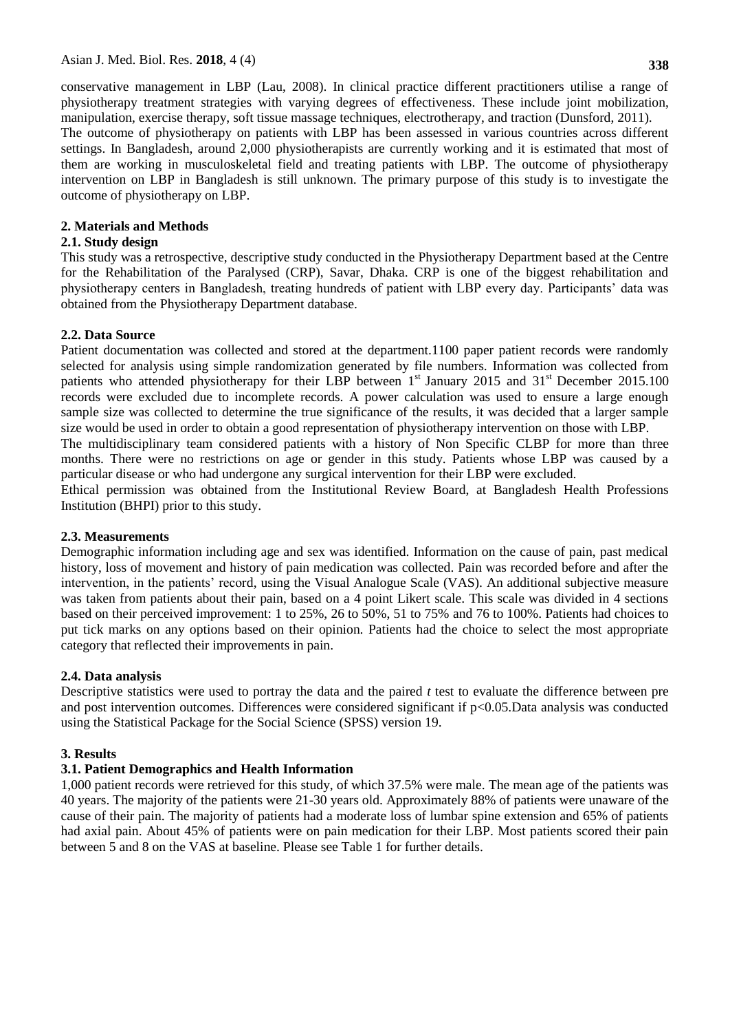conservative management in LBP (Lau, 2008). In clinical practice different practitioners utilise a range of physiotherapy treatment strategies with varying degrees of effectiveness. These include joint mobilization, manipulation, exercise therapy, soft tissue massage techniques, electrotherapy, and traction (Dunsford, 2011).

The outcome of physiotherapy on patients with LBP has been assessed in various countries across different settings. In Bangladesh, around 2,000 physiotherapists are currently working and it is estimated that most of them are working in musculoskeletal field and treating patients with LBP. The outcome of physiotherapy intervention on LBP in Bangladesh is still unknown. The primary purpose of this study is to investigate the outcome of physiotherapy on LBP.

## 2. Materials and Methods

### 2.1. Study design

This study was a retrospective, descriptive study conducted in the Physiotherapy Department based at the Centre for the Rehabilitation of the Paralysed (CRP), Savar, Dhaka. CRP is one of the biggest rehabilitation and physiotherapy centers in Bangladesh, treating hundreds of patient with LBP every day. Participants' data was obtained from the Physiotherapy Department database.

### 2.2. Data Source

Patient documentation was collected and stored at the department.1100 paper patient records were randomly selected for analysis using simple randomization generated by file numbers. Information was collected from patients who attended physiotherapy for their LBP between 1st January 2015 and 31st December 2015.100 records were excluded due to incomplete records. A power calculation was used to ensure a large enough sample size was collected to determine the true significance of the results, it was decided that a larger sample size would be used in order to obtain a good representation of physiotherapy intervention on those with LBP.

The multidisciplinary team considered patients with a history of Non Specific CLBP for more than three months. There were no restrictions on age or gender in this study. Patients whose LBP was caused by a particular disease or who had undergone any surgical intervention for their LBP were excluded.

Ethical permission was obtained from the Institutional Review Board, at Bangladesh Health Professions Institution (BHPI) prior to this study.

### 2.3. Measurements

Demographic information including age and sex was identified. Information on the cause of pain, past medical history, loss of movement and history of pain medication was collected. Pain was recorded before and after the intervention, in the patients' record, using the Visual Analogue Scale (VAS). An additional subjective measure was taken from patients about their pain, based on a 4 point Likert scale. This scale was divided in 4 sections based on their perceived improvement: 1 to 25%, 26 to 50%, 51 to 75% and 76 to 100%. Patients had choices to put tick marks on any options based on their opinion. Patients had the choice to select the most appropriate category that reflected their improvements in pain.

### 2.4. Data analysis

Descriptive statistics were used to portray the data and the paired *t* test to evaluate the difference between pre and post intervention outcomes. Differences were considered significant if $p<0.05$.Data analysis was conducted using the Statistical Package for the Social Science (SPSS) version 19.

## 3. Results

### 3.1. Patient Demographics and Health Information

1,000 patient records were retrieved for this study, of which 37.5% were male. The mean age of the patients was 40 years. The majority of the patients were 21-30 years old. Approximately 88% of patients were unaware of the cause of their pain. The majority of patients had a moderate loss of lumbar spine extension and 65% of patients had axial pain. About 45% of patients were on pain medication for their LBP. Most patients scored their pain between 5 and 8 on the VAS at baseline. Please see Table 1 for further details.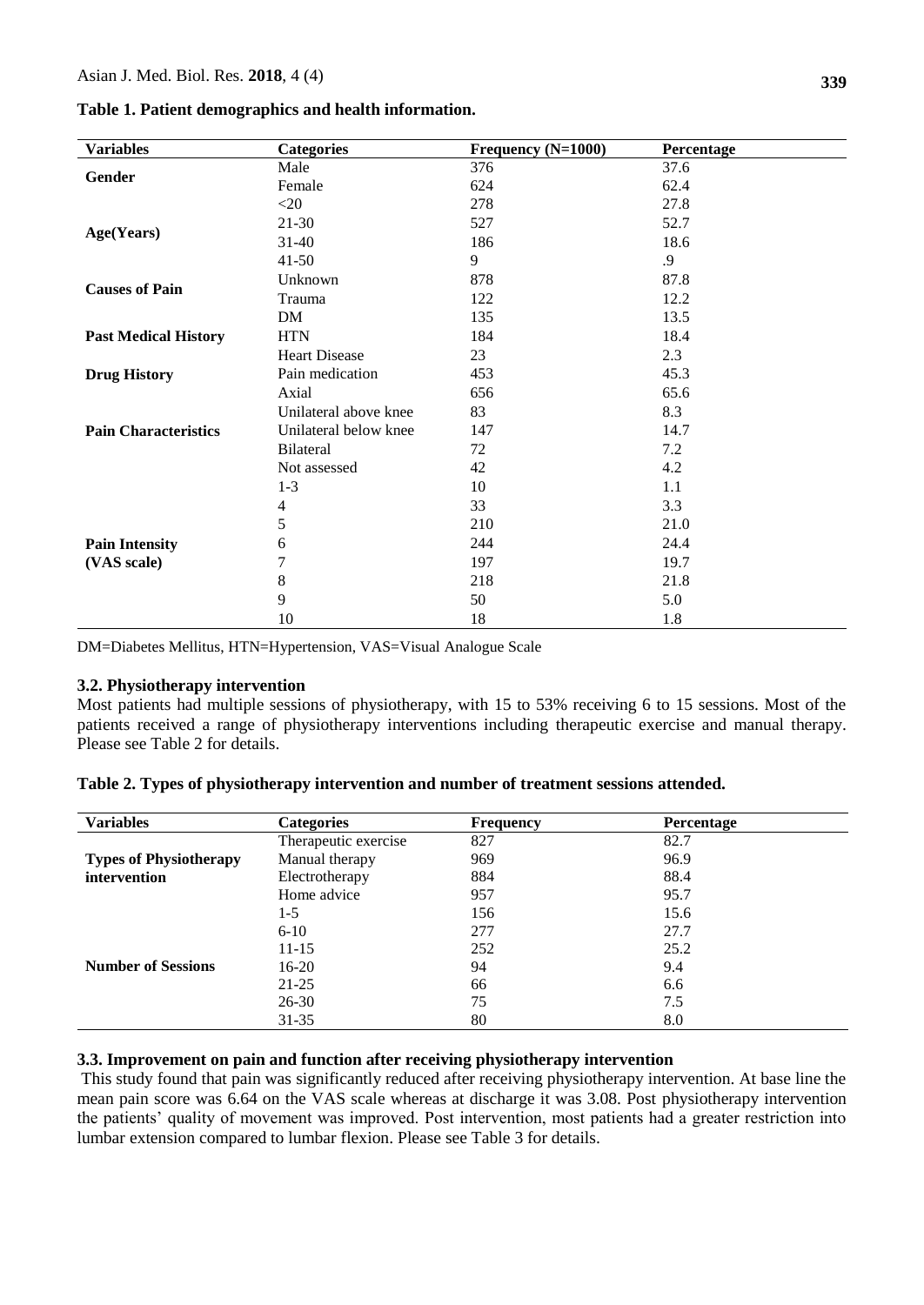**Table 1. Patient demographics and health information.**

| Variables | Categories | Frequency (N=1000) | Percentage |
|---|---|---|---|
| **Gender** | Male | 376 | 37.6 |
| | Female | 624 | 62.4 |
| **Age(Years)** | <20 | 278 | 27.8 |
| | 21-30 | 527 | 52.7 |
| | 31-40 | 186 | 18.6 |
| | 41-50 | 9 | .9 |
| **Causes of Pain** | Unknown | 878 | 87.8 |
| | Trauma | 122 | 12.2 |
| **Past Medical History** | DM | 135 | 13.5 |
| | HTN | 184 | 18.4 |
| | Heart Disease | 23 | 2.3 |
| **Drug History** | Pain medication | 453 | 45.3 |
| **Pain Characteristics** | Axial | 656 | 65.6 |
| | Unilateral above knee | 83 | 8.3 |
| | Unilateral below knee | 147 | 14.7 |
| | Bilateral | 72 | 7.2 |
| **Pain Intensity (VAS scale)** | Not assessed | 42 | 4.2 |
| | 1-3 | 10 | 1.1 |
| | 4 | 33 | 3.3 |
| | 5 | 210 | 21.0 |
| | 6 | 244 | 24.4 |
| | 7 | 197 | 19.7 |
| | 8 | 218 | 21.8 |
| | 9 | 50 | 5.0 |
| | 10 | 18 | 1.8 |

DM=Diabetes Mellitus, HTN=Hypertension, VAS=Visual Analogue Scale

### 3.2. Physiotherapy intervention

Most patients had multiple sessions of physiotherapy, with 15 to 53% receiving 6 to 15 sessions. Most of the patients received a range of physiotherapy interventions including therapeutic exercise and manual therapy. Please see Table 2 for details.

**Table 2. Types of physiotherapy intervention and number of treatment sessions attended.**

| Variables | Categories | Frequency | Percentage |
|---|---|---|---|
| **Types of Physiotherapy intervention** | Therapeutic exercise | 827 | 82.7 |
| | Manual therapy | 969 | 96.9 |
| | Electrotherapy | 884 | 88.4 |
| | Home advice | 957 | 95.7 |
| **Number of Sessions** | 1-5 | 156 | 15.6 |
| | 6-10 | 277 | 27.7 |
| | 11-15 | 252 | 25.2 |
| | 16-20 | 94 | 9.4 |
| | 21-25 | 66 | 6.6 |
| | 26-30 | 75 | 7.5 |
| | 31-35 | 80 | 8.0 |

### 3.3. Improvement on pain and function after receiving physiotherapy intervention

This study found that pain was significantly reduced after receiving physiotherapy intervention. At base line the mean pain score was 6.64 on the VAS scale whereas at discharge it was 3.08. Post physiotherapy intervention the patients' quality of movement was improved. Post intervention, most patients had a greater restriction into lumbar extension compared to lumbar flexion. Please see Table 3 for details.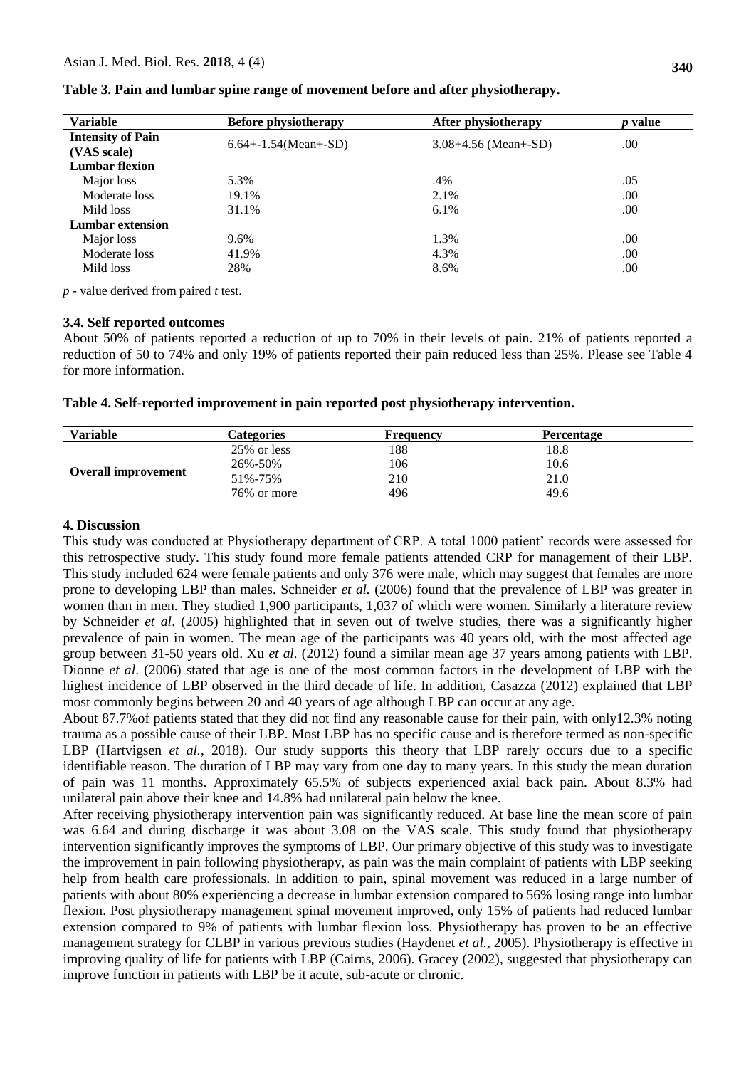**Table 3. Pain and lumbar spine range of movement before and after physiotherapy.**

| Variable | Before physiotherapy | After physiotherapy | *p* value |
|---|---|---|---|
| **Intensity of Pain (VAS scale)** | 6.64+-1.54(Mean+-SD) | 3.08+4.56 (Mean+-SD) | .00 |
| **Lumbar flexion** | | | |
| Major loss | 5.3% | .4% | .05 |
| Moderate loss | 19.1% | 2.1% | .00 |
| Mild loss | 31.1% | 6.1% | .00 |
| **Lumbar extension** | | | |
| Major loss | 9.6% | 1.3% | .00 |
| Moderate loss | 41.9% | 4.3% | .00 |
| Mild loss | 28% | 8.6% | .00 |

*p* - value derived from paired *t* test.

### 3.4. Self reported outcomes

About 50% of patients reported a reduction of up to 70% in their levels of pain. 21% of patients reported a reduction of 50 to 74% and only 19% of patients reported their pain reduced less than 25%. Please see Table 4 for more information.

**Table 4. Self-reported improvement in pain reported post physiotherapy intervention.**

| Variable | Categories | Frequency | Percentage |
|---|---|---|---|
| **Overall improvement** | 25% or less | 188 | 18.8 |
| | 26%-50% | 106 | 10.6 |
| | 51%-75% | 210 | 21.0 |
| | 76% or more | 496 | 49.6 |

## 4. Discussion

This study was conducted at Physiotherapy department of CRP. A total 1000 patient' records were assessed for this retrospective study. This study found more female patients attended CRP for management of their LBP. This study included 624 were female patients and only 376 were male, which may suggest that females are more prone to developing LBP than males. Schneider *et al.* (2006) found that the prevalence of LBP was greater in women than in men. They studied 1,900 participants, 1,037 of which were women. Similarly a literature review by Schneider *et al*. (2005) highlighted that in seven out of twelve studies, there was a significantly higher prevalence of pain in women. The mean age of the participants was 40 years old, with the most affected age group between 31-50 years old. Xu *et al.* (2012) found a similar mean age 37 years among patients with LBP. Dionne *et al*. (2006) stated that age is one of the most common factors in the development of LBP with the highest incidence of LBP observed in the third decade of life. In addition, Casazza (2012) explained that LBP most commonly begins between 20 and 40 years of age although LBP can occur at any age.

About 87.7%of patients stated that they did not find any reasonable cause for their pain, with only12.3% noting trauma as a possible cause of their LBP. Most LBP has no specific cause and is therefore termed as non-specific LBP (Hartvigsen *et al.*, 2018). Our study supports this theory that LBP rarely occurs due to a specific identifiable reason. The duration of LBP may vary from one day to many years. In this study the mean duration of pain was 11 months. Approximately 65.5% of subjects experienced axial back pain. About 8.3% had unilateral pain above their knee and 14.8% had unilateral pain below the knee.

After receiving physiotherapy intervention pain was significantly reduced. At base line the mean score of pain was 6.64 and during discharge it was about 3.08 on the VAS scale. This study found that physiotherapy intervention significantly improves the symptoms of LBP. Our primary objective of this study was to investigate the improvement in pain following physiotherapy, as pain was the main complaint of patients with LBP seeking help from health care professionals. In addition to pain, spinal movement was reduced in a large number of patients with about 80% experiencing a decrease in lumbar extension compared to 56% losing range into lumbar flexion. Post physiotherapy management spinal movement improved, only 15% of patients had reduced lumbar extension compared to 9% of patients with lumbar flexion loss. Physiotherapy has proven to be an effective management strategy for CLBP in various previous studies (Haydenet *et al.*, 2005). Physiotherapy is effective in improving quality of life for patients with LBP (Cairns, 2006). Gracey (2002), suggested that physiotherapy can improve function in patients with LBP be it acute, sub-acute or chronic.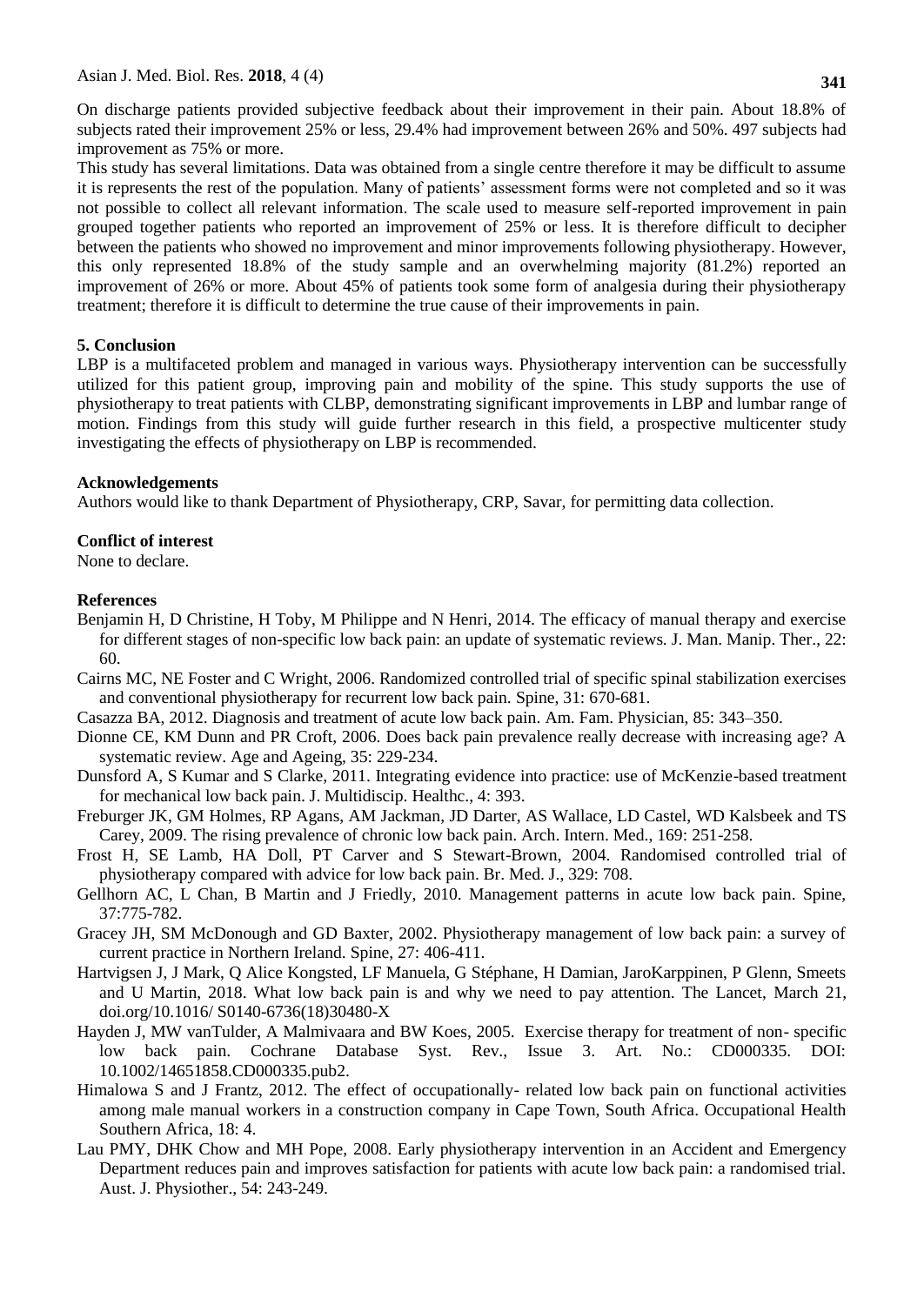On discharge patients provided subjective feedback about their improvement in their pain. About 18.8% of subjects rated their improvement 25% or less, 29.4% had improvement between 26% and 50%. 497 subjects had improvement as 75% or more.

This study has several limitations. Data was obtained from a single centre therefore it may be difficult to assume it is represents the rest of the population. Many of patients' assessment forms were not completed and so it was not possible to collect all relevant information. The scale used to measure self-reported improvement in pain grouped together patients who reported an improvement of 25% or less. It is therefore difficult to decipher between the patients who showed no improvement and minor improvements following physiotherapy. However, this only represented 18.8% of the study sample and an overwhelming majority (81.2%) reported an improvement of 26% or more. About 45% of patients took some form of analgesia during their physiotherapy treatment; therefore it is difficult to determine the true cause of their improvements in pain.

## 5. Conclusion

LBP is a multifaceted problem and managed in various ways. Physiotherapy intervention can be successfully utilized for this patient group, improving pain and mobility of the spine. This study supports the use of physiotherapy to treat patients with CLBP, demonstrating significant improvements in LBP and lumbar range of motion. Findings from this study will guide further research in this field, a prospective multicenter study investigating the effects of physiotherapy on LBP is recommended.

## Acknowledgements

Authors would like to thank Department of Physiotherapy, CRP, Savar, for permitting data collection.

## Conflict of interest

None to declare.

## References

Benjamin H, D Christine, H Toby, M Philippe and N Henri, 2014. The efficacy of manual therapy and exercise for different stages of non-specific low back pain: an update of systematic reviews. J. Man. Manip. Ther., 22: 60.

Cairns MC, NE Foster and C Wright, 2006. Randomized controlled trial of specific spinal stabilization exercises and conventional physiotherapy for recurrent low back pain. Spine, 31: 670-681.

Casazza BA, 2012. Diagnosis and treatment of acute low back pain. Am. Fam. Physician, 85: 343–350.

Dionne CE, KM Dunn and PR Croft, 2006. Does back pain prevalence really decrease with increasing age? A systematic review. Age and Ageing, 35: 229-234.

Dunsford A, S Kumar and S Clarke, 2011. Integrating evidence into practice: use of McKenzie-based treatment for mechanical low back pain. J. Multidiscip. Healthc., 4: 393.

Freburger JK, GM Holmes, RP Agans, AM Jackman, JD Darter, AS Wallace, LD Castel, WD Kalsbeek and TS Carey, 2009. The rising prevalence of chronic low back pain. Arch. Intern. Med., 169: 251-258.

Frost H, SE Lamb, HA Doll, PT Carver and S Stewart-Brown, 2004. Randomised controlled trial of physiotherapy compared with advice for low back pain. Br. Med. J., 329: 708.

Gellhorn AC, L Chan, B Martin and J Friedly, 2010. Management patterns in acute low back pain. Spine, 37:775-782.

Gracey JH, SM McDonough and GD Baxter, 2002. Physiotherapy management of low back pain: a survey of current practice in Northern Ireland. Spine, 27: 406-411.

Hartvigsen J, J Mark, Q Alice Kongsted, LF Manuela, G Stéphane, H Damian, JaroKarppinen, P Glenn, Smeets and U Martin, 2018. What low back pain is and why we need to pay attention. The Lancet, March 21, doi.org/10.1016/ S0140-6736(18)30480-X

Hayden J, MW vanTulder, A Malmivaara and BW Koes, 2005. Exercise therapy for treatment of non- specific low back pain. Cochrane Database Syst. Rev., Issue 3. Art. No.: CD000335. DOI: 10.1002/14651858.CD000335.pub2.

Himalowa S and J Frantz, 2012. The effect of occupationally- related low back pain on functional activities among male manual workers in a construction company in Cape Town, South Africa. Occupational Health Southern Africa, 18: 4.

Lau PMY, DHK Chow and MH Pope, 2008. Early physiotherapy intervention in an Accident and Emergency Department reduces pain and improves satisfaction for patients with acute low back pain: a randomised trial. Aust. J. Physiother., 54: 243-249.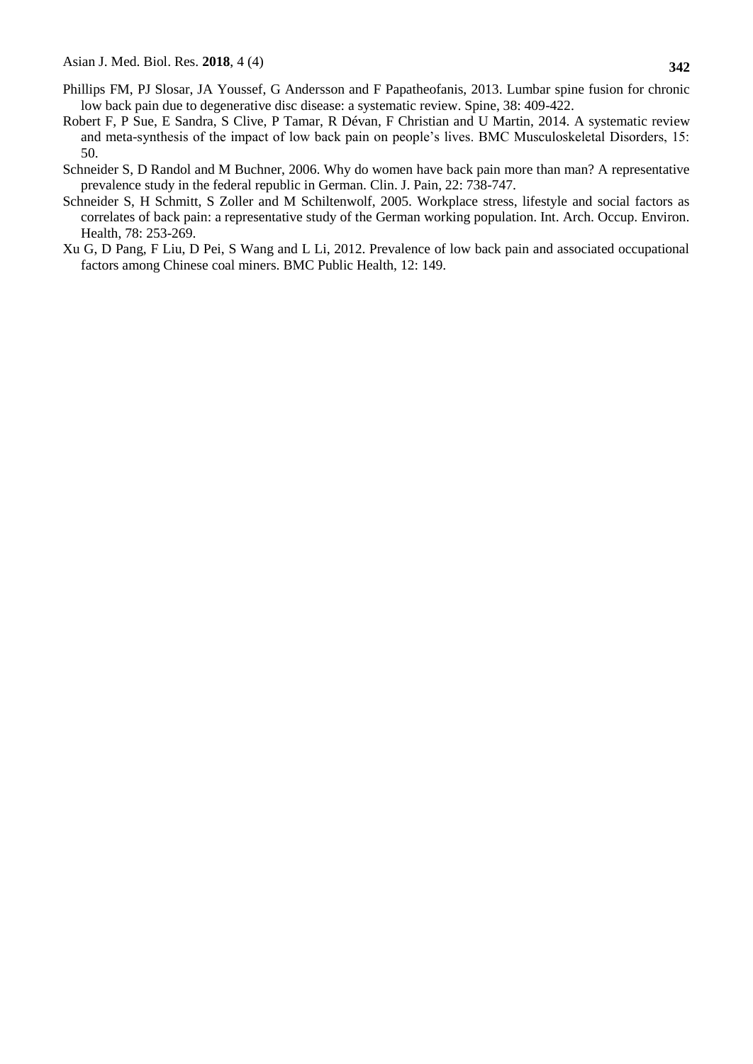Phillips FM, PJ Slosar, JA Youssef, G Andersson and F Papatheofanis, 2013. Lumbar spine fusion for chronic low back pain due to degenerative disc disease: a systematic review. Spine, 38: 409-422.

Robert F, P Sue, E Sandra, S Clive, P Tamar, R Dévan, F Christian and U Martin, 2014. A systematic review and meta-synthesis of the impact of low back pain on people's lives. BMC Musculoskeletal Disorders, 15: 50.

Schneider S, D Randol and M Buchner, 2006. Why do women have back pain more than man? A representative prevalence study in the federal republic in German. Clin. J. Pain, 22: 738-747.

Schneider S, H Schmitt, S Zoller and M Schiltenwolf, 2005. Workplace stress, lifestyle and social factors as correlates of back pain: a representative study of the German working population. Int. Arch. Occup. Environ. Health, 78: 253-269.

Xu G, D Pang, F Liu, D Pei, S Wang and L Li, 2012. Prevalence of low back pain and associated occupational factors among Chinese coal miners. BMC Public Health, 12: 149.